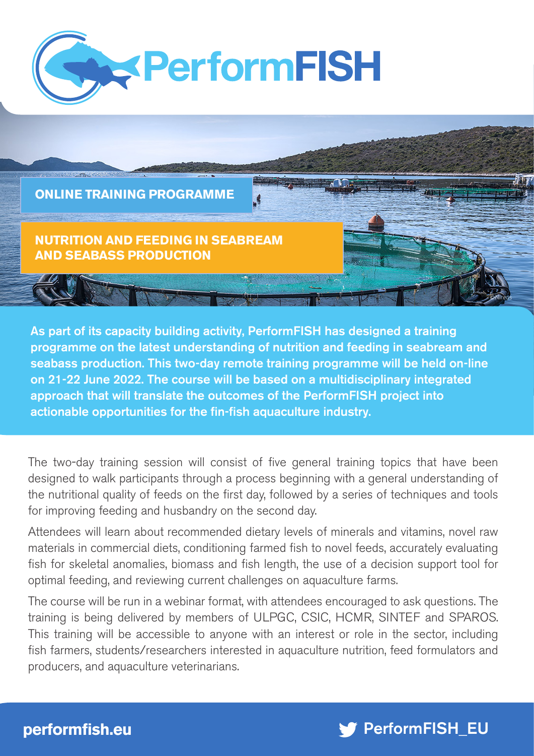# PerformFISH

## ONLINE TRAINING PROGRAMME

## NUTRITION AND FEEDING IN SEABREAM AND SEABASS PRODUCTION

©Nireus

**As part of its capacity building activity, PerformFISH has designed a training programme on the latest understanding of nutrition and feeding in seabream and seabass production. This two-day remote training programme will be held on-line on 21-22 June 2022. The course will be based on a multidisciplinary integrated approach that will translate the outcomes of the PerformFISH project into actionable opportunities for the fin-fish aquaculture industry.**

The two-day training session will consist of five general training topics that have been designed to walk participants through a process beginning with a general understanding of the nutritional quality of feeds on the first day, followed by a series of techniques and tools for improving feeding and husbandry on the second day.

Attendees will learn about recommended dietary levels of minerals and vitamins, novel raw materials in commercial diets, conditioning farmed fish to novel feeds, accurately evaluating fish for skeletal anomalies, biomass and fish length, the use of a decision support tool for optimal feeding, and reviewing current challenges on aquaculture farms.

The course will be run in a webinar format, with attendees encouraged to ask questions. The training is being delivered by members of ULPGC, CSIC, HCMR, SINTEF and SPAROS. This training will be accessible to anyone with an interest or role in the sector, including fish farmers, students/researchers interested in aquaculture nutrition, feed formulators and producers, and aquaculture veterinarians.

**performfish.eu** **PerformFISH_EU**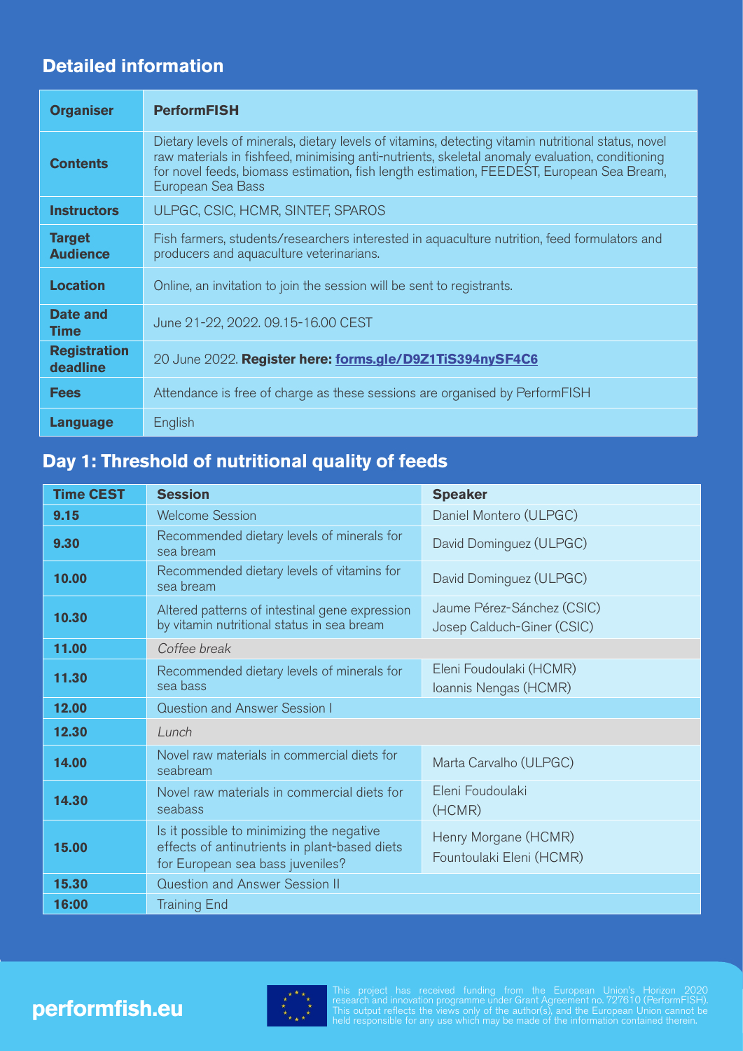## Detailed information

| | |
|---|---|
| **Organiser** | **PerformFISH** |
| **Contents** | Dietary levels of minerals, dietary levels of vitamins, detecting vitamin nutritional status, novel raw materials in fishfeed, minimising anti-nutrients, skeletal anomaly evaluation, conditioning for novel feeds, biomass estimation, fish length estimation, FEEDEST, European Sea Bream, European Sea Bass |
| **Instructors** | ULPGC, CSIC, HCMR, SINTEF, SPAROS |
| **Target Audience** | Fish farmers, students/researchers interested in aquaculture nutrition, feed formulators and producers and aquaculture veterinarians. |
| **Location** | Online, an invitation to join the session will be sent to registrants. |
| **Date and Time** | June 21-22, 2022. 09.15-16.00 CEST |
| **Registration deadline** | 20 June 2022. **Register here: forms.gle/D9Z1TiS394nySF4C6** |
| **Fees** | Attendance is free of charge as these sessions are organised by PerformFISH |
| **Language** | English |

## Day 1: Threshold of nutritional quality of feeds

| Time CEST | Session | Speaker |
|---|---|---|
| **9.15** | Welcome Session | Daniel Montero (ULPGC) |
| **9.30** | Recommended dietary levels of minerals for sea bream | David Dominguez (ULPGC) |
| **10.00** | Recommended dietary levels of vitamins for sea bream | David Dominguez (ULPGC) |
| **10.30** | Altered patterns of intestinal gene expression by vitamin nutritional status in sea bream | Jaume Pérez-Sánchez (CSIC)<br>Josep Calduch-Giner (CSIC) |
| **11.00** | *Coffee break* | |
| **11.30** | Recommended dietary levels of minerals for sea bass | Eleni Foudoulaki (HCMR)<br>Ioannis Nengas (HCMR) |
| **12.00** | Question and Answer Session I | |
| **12.30** | *Lunch* | |
| **14.00** | Novel raw materials in commercial diets for seabream | Marta Carvalho (ULPGC) |
| **14.30** | Novel raw materials in commercial diets for seabass | Eleni Foudoulaki (HCMR) |
| **15.00** | Is it possible to minimizing the negative effects of antinutrients in plant-based diets for European sea bass juveniles? | Henry Morgane (HCMR)<br>Fountoulaki Eleni (HCMR) |
| **15.30** | Question and Answer Session II | |
| **16:00** | Training End | |

**performfish.eu**

This project has received funding from the European Union's Horizon 2020 research and innovation programme under Grant Agreement no. 727610 (PerformFISH). This output reflects the views only of the author(s), and the European Union cannot be held responsible for any use which may be made of the information contained therein.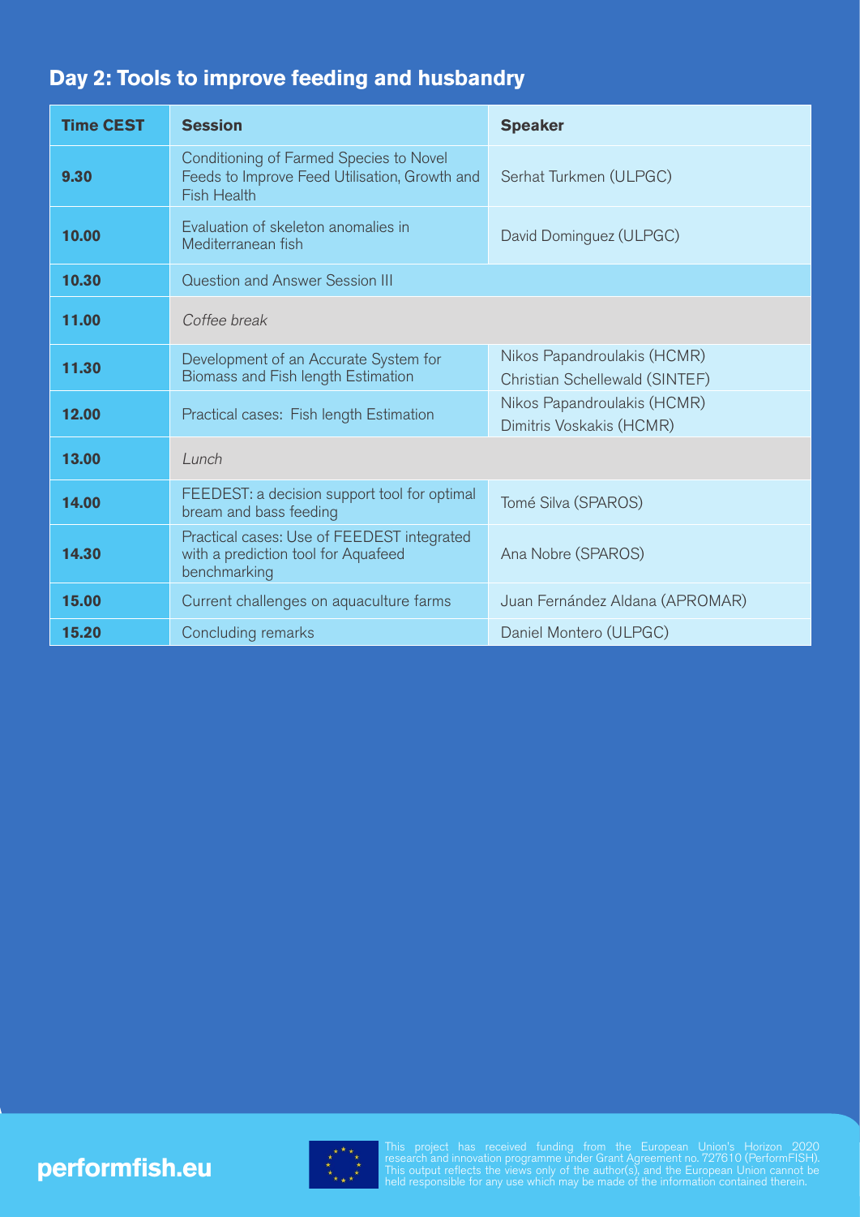## Day 2: Tools to improve feeding and husbandry

| Time CEST | Session | Speaker |
|---|---|---|
| 9.30 | Conditioning of Farmed Species to Novel Feeds to Improve Feed Utilisation, Growth and Fish Health | Serhat Turkmen (ULPGC) |
| 10.00 | Evaluation of skeleton anomalies in Mediterranean fish | David Dominguez (ULPGC) |
| 10.30 | Question and Answer Session III | |
| 11.00 | *Coffee break* | |
| 11.30 | Development of an Accurate System for Biomass and Fish length Estimation | Nikos Papandroulakis (HCMR)<br>Christian Schellewald (SINTEF) |
| 12.00 | Practical cases: Fish length Estimation | Nikos Papandroulakis (HCMR)<br>Dimitris Voskakis (HCMR) |
| 13.00 | *Lunch* | |
| 14.00 | FEEDEST: a decision support tool for optimal bream and bass feeding | Tomé Silva (SPAROS) |
| 14.30 | Practical cases: Use of FEEDEST integrated with a prediction tool for Aquafeed benchmarking | Ana Nobre (SPAROS) |
| 15.00 | Current challenges on aquaculture farms | Juan Fernández Aldana (APROMAR) |
| 15.20 | Concluding remarks | Daniel Montero (ULPGC) |

**performfish.eu**

This project has received funding from the European Union's Horizon 2020 research and innovation programme under Grant Agreement no. 727610 (PerformFISH). This output reflects the views only of the author(s), and the European Union cannot be held responsible for any use which may be made of the information contained therein.